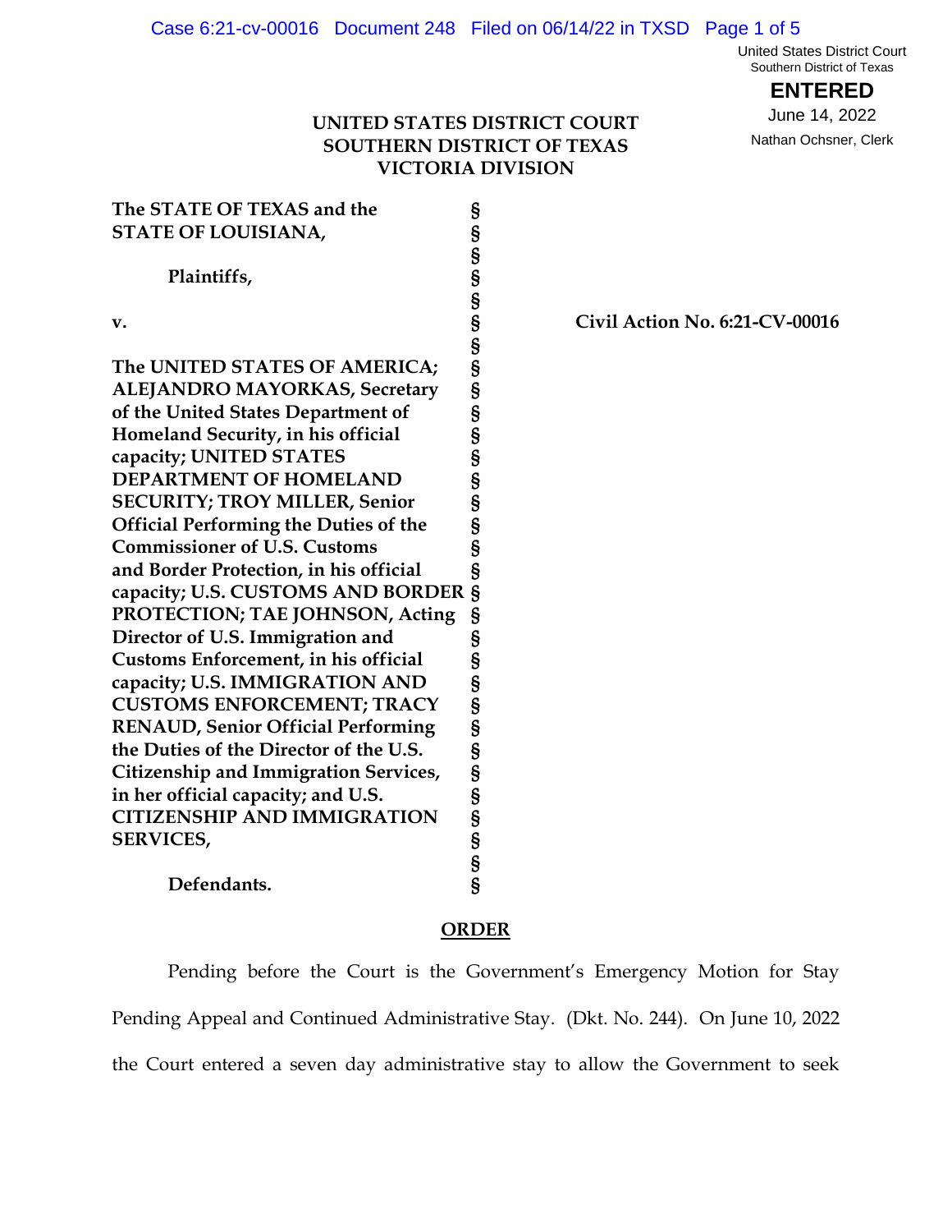United States District Court
Southern District of Texas

**ENTERED**

June 14, 2022

Nathan Ochsner, Clerk

**UNITED STATES DISTRICT COURT**
**SOUTHERN DISTRICT OF TEXAS**
**VICTORIA DIVISION**

| | | |
|---|---|---|
| **The STATE OF TEXAS and the STATE OF LOUISIANA,** | § | |
| | § | |
| **Plaintiffs,** | § | |
| | § | |
| **v.** | § | **Civil Action No. 6:21-CV-00016** |
| | § | |
| **The UNITED STATES OF AMERICA; ALEJANDRO MAYORKAS, Secretary of the United States Department of Homeland Security, in his official capacity; UNITED STATES DEPARTMENT OF HOMELAND SECURITY; TROY MILLER, Senior Official Performing the Duties of the Commissioner of U.S. Customs and Border Protection, in his official capacity; U.S. CUSTOMS AND BORDER PROTECTION; TAE JOHNSON, Acting Director of U.S. Immigration and Customs Enforcement, in his official capacity; U.S. IMMIGRATION AND CUSTOMS ENFORCEMENT; TRACY RENAUD, Senior Official Performing the Duties of the Director of the U.S. Citizenship and Immigration Services, in her official capacity; and U.S. CITIZENSHIP AND IMMIGRATION SERVICES,** | § | |
| | § | |
| **Defendants.** | § | |

**ORDER**

Pending before the Court is the Government's Emergency Motion for Stay Pending Appeal and Continued Administrative Stay. (Dkt. No. 244). On June 10, 2022 the Court entered a seven day administrative stay to allow the Government to seek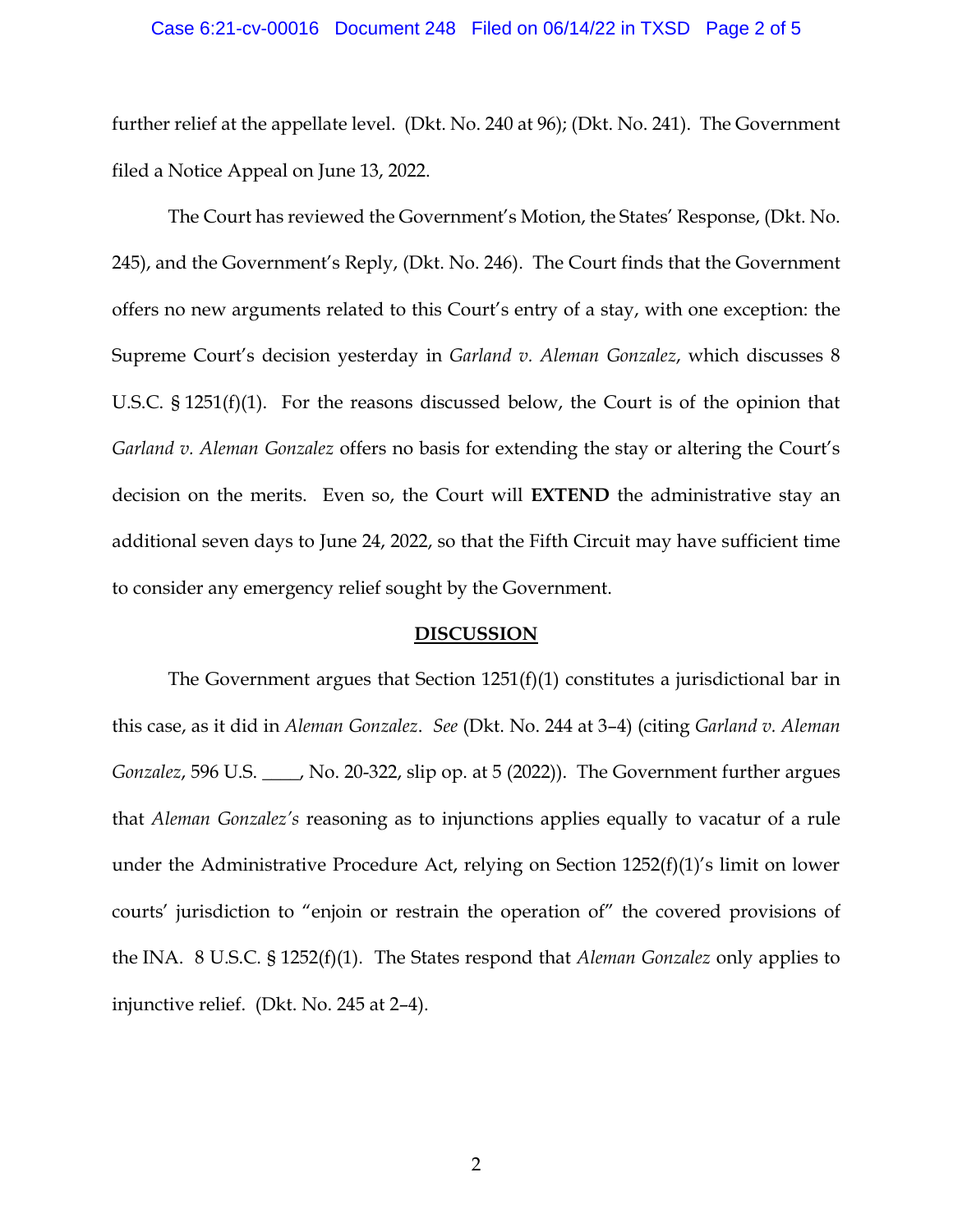further relief at the appellate level. (Dkt. No. 240 at 96); (Dkt. No. 241). The Government filed a Notice Appeal on June 13, 2022.

The Court has reviewed the Government's Motion, the States' Response, (Dkt. No. 245), and the Government's Reply, (Dkt. No. 246). The Court finds that the Government offers no new arguments related to this Court's entry of a stay, with one exception: the Supreme Court's decision yesterday in *Garland v. Aleman Gonzalez*, which discusses 8 U.S.C. § 1251(f)(1). For the reasons discussed below, the Court is of the opinion that *Garland v. Aleman Gonzalez* offers no basis for extending the stay or altering the Court's decision on the merits. Even so, the Court will **EXTEND** the administrative stay an additional seven days to June 24, 2022, so that the Fifth Circuit may have sufficient time to consider any emergency relief sought by the Government.

## DISCUSSION

The Government argues that Section 1251(f)(1) constitutes a jurisdictional bar in this case, as it did in *Aleman Gonzalez*. *See* (Dkt. No. 244 at 3–4) (citing *Garland v. Aleman Gonzalez*, 596 U.S. ____, No. 20-322, slip op. at 5 (2022)). The Government further argues that *Aleman Gonzalez's* reasoning as to injunctions applies equally to vacatur of a rule under the Administrative Procedure Act, relying on Section 1252(f)(1)'s limit on lower courts' jurisdiction to "enjoin or restrain the operation of" the covered provisions of the INA. 8 U.S.C. § 1252(f)(1). The States respond that *Aleman Gonzalez* only applies to injunctive relief. (Dkt. No. 245 at 2–4).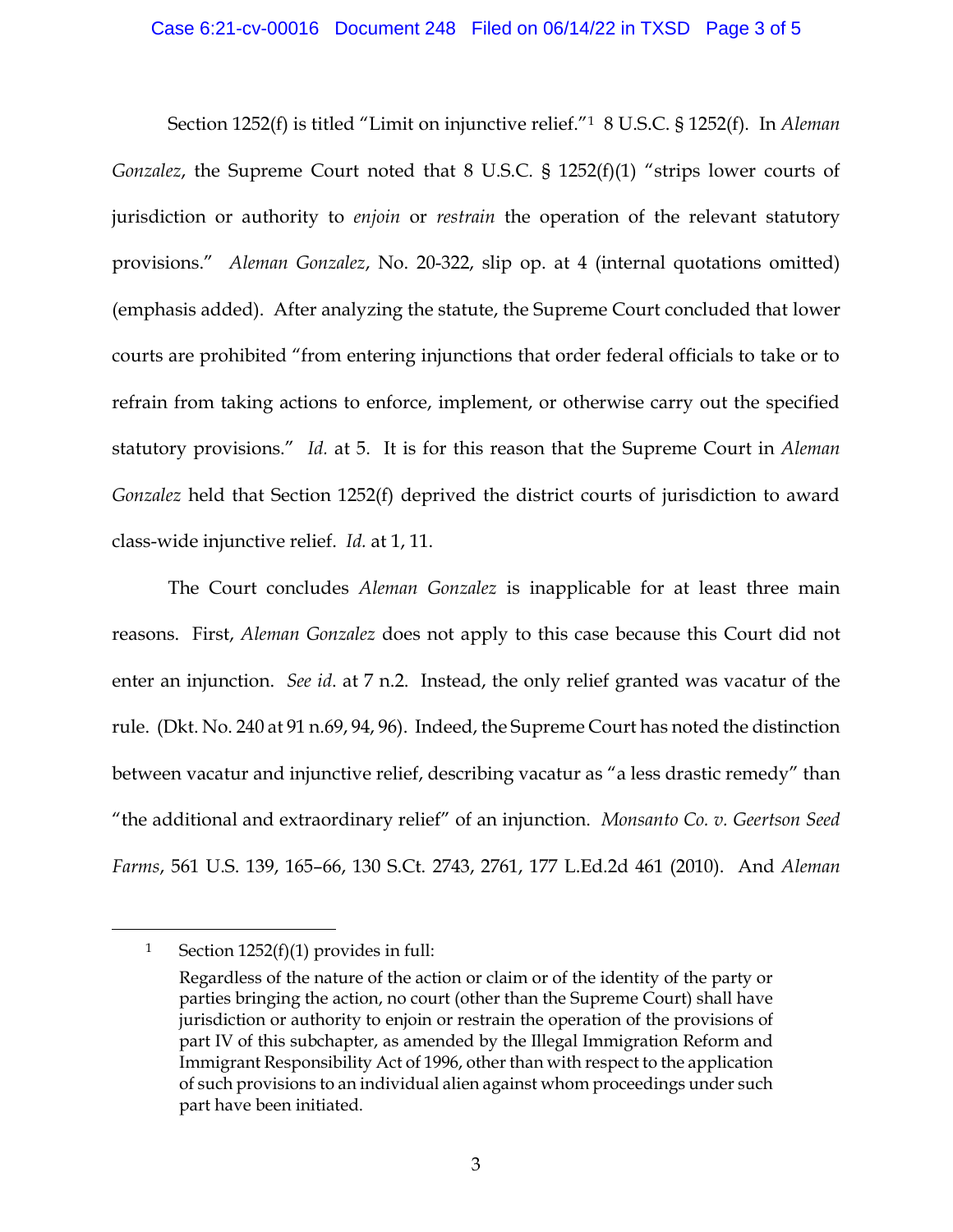Section 1252(f) is titled "Limit on injunctive relief."[1] 8 U.S.C. § 1252(f). In *Aleman Gonzalez*, the Supreme Court noted that 8 U.S.C. § 1252(f)(1) "strips lower courts of jurisdiction or authority to *enjoin* or *restrain* the operation of the relevant statutory provisions." *Aleman Gonzalez*, No. 20-322, slip op. at 4 (internal quotations omitted) (emphasis added). After analyzing the statute, the Supreme Court concluded that lower courts are prohibited "from entering injunctions that order federal officials to take or to refrain from taking actions to enforce, implement, or otherwise carry out the specified statutory provisions." *Id.* at 5. It is for this reason that the Supreme Court in *Aleman Gonzalez* held that Section 1252(f) deprived the district courts of jurisdiction to award class-wide injunctive relief. *Id.* at 1, 11.

The Court concludes *Aleman Gonzalez* is inapplicable for at least three main reasons. First, *Aleman Gonzalez* does not apply to this case because this Court did not enter an injunction. *See id.* at 7 n.2. Instead, the only relief granted was vacatur of the rule. (Dkt. No. 240 at 91 n.69, 94, 96). Indeed, the Supreme Court has noted the distinction between vacatur and injunctive relief, describing vacatur as "a less drastic remedy" than "the additional and extraordinary relief" of an injunction. *Monsanto Co. v. Geertson Seed Farms*, 561 U.S. 139, 165–66, 130 S.Ct. 2743, 2761, 177 L.Ed.2d 461 (2010). And *Aleman*

---

[1] Section 1252(f)(1) provides in full:

> Regardless of the nature of the action or claim or of the identity of the party or parties bringing the action, no court (other than the Supreme Court) shall have jurisdiction or authority to enjoin or restrain the operation of the provisions of part IV of this subchapter, as amended by the Illegal Immigration Reform and Immigrant Responsibility Act of 1996, other than with respect to the application of such provisions to an individual alien against whom proceedings under such part have been initiated.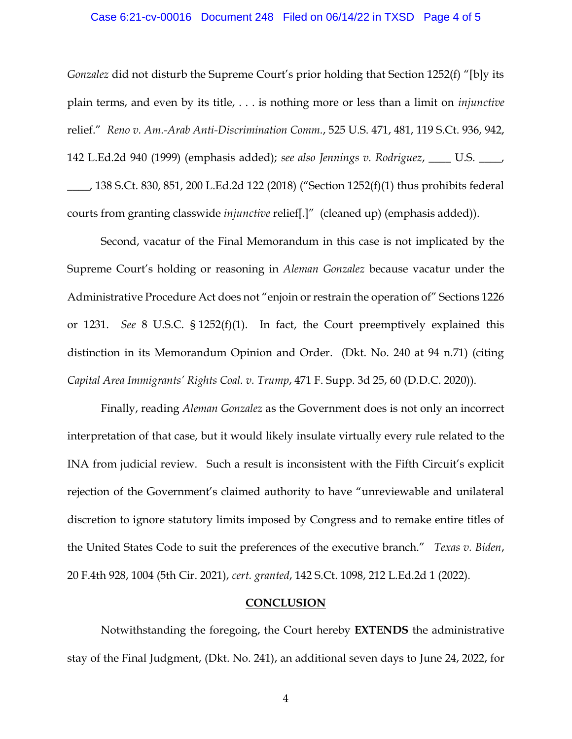*Gonzalez* did not disturb the Supreme Court's prior holding that Section 1252(f) "[b]y its plain terms, and even by its title, . . . is nothing more or less than a limit on *injunctive* relief." *Reno v. Am.-Arab Anti-Discrimination Comm.*, 525 U.S. 471, 481, 119 S.Ct. 936, 942, 142 L.Ed.2d 940 (1999) (emphasis added); *see also Jennings v. Rodriguez*, ____ U.S. ____, ____, 138 S.Ct. 830, 851, 200 L.Ed.2d 122 (2018) ("Section 1252(f)(1) thus prohibits federal courts from granting classwide *injunctive* relief[.]" (cleaned up) (emphasis added)).

Second, vacatur of the Final Memorandum in this case is not implicated by the Supreme Court's holding or reasoning in *Aleman Gonzalez* because vacatur under the Administrative Procedure Act does not "enjoin or restrain the operation of" Sections 1226 or 1231. *See* 8 U.S.C. § 1252(f)(1). In fact, the Court preemptively explained this distinction in its Memorandum Opinion and Order. (Dkt. No. 240 at 94 n.71) (citing *Capital Area Immigrants' Rights Coal. v. Trump*, 471 F. Supp. 3d 25, 60 (D.D.C. 2020)).

Finally, reading *Aleman Gonzalez* as the Government does is not only an incorrect interpretation of that case, but it would likely insulate virtually every rule related to the INA from judicial review. Such a result is inconsistent with the Fifth Circuit's explicit rejection of the Government's claimed authority to have "unreviewable and unilateral discretion to ignore statutory limits imposed by Congress and to remake entire titles of the United States Code to suit the preferences of the executive branch." *Texas v. Biden*, 20 F.4th 928, 1004 (5th Cir. 2021), *cert. granted*, 142 S.Ct. 1098, 212 L.Ed.2d 1 (2022).

## CONCLUSION

Notwithstanding the foregoing, the Court hereby **EXTENDS** the administrative stay of the Final Judgment, (Dkt. No. 241), an additional seven days to June 24, 2022, for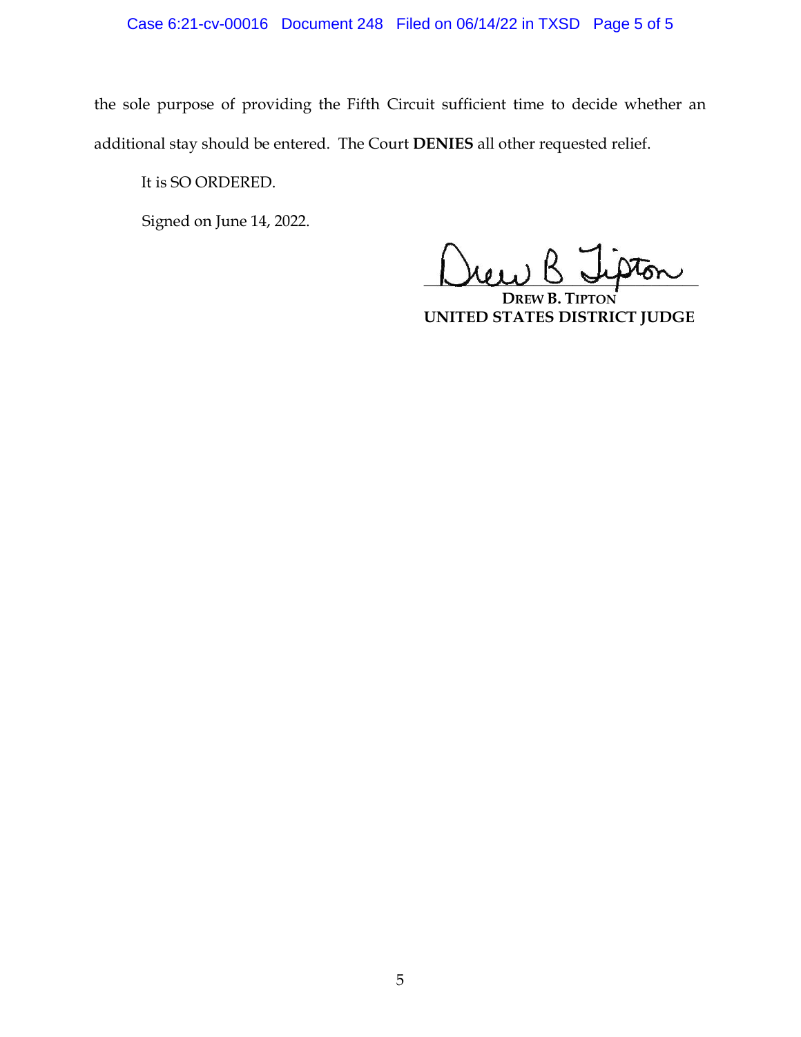the sole purpose of providing the Fifth Circuit sufficient time to decide whether an additional stay should be entered. The Court **DENIES** all other requested relief.

It is SO ORDERED.

Signed on June 14, 2022.

**DREW B. TIPTON**
**UNITED STATES DISTRICT JUDGE**